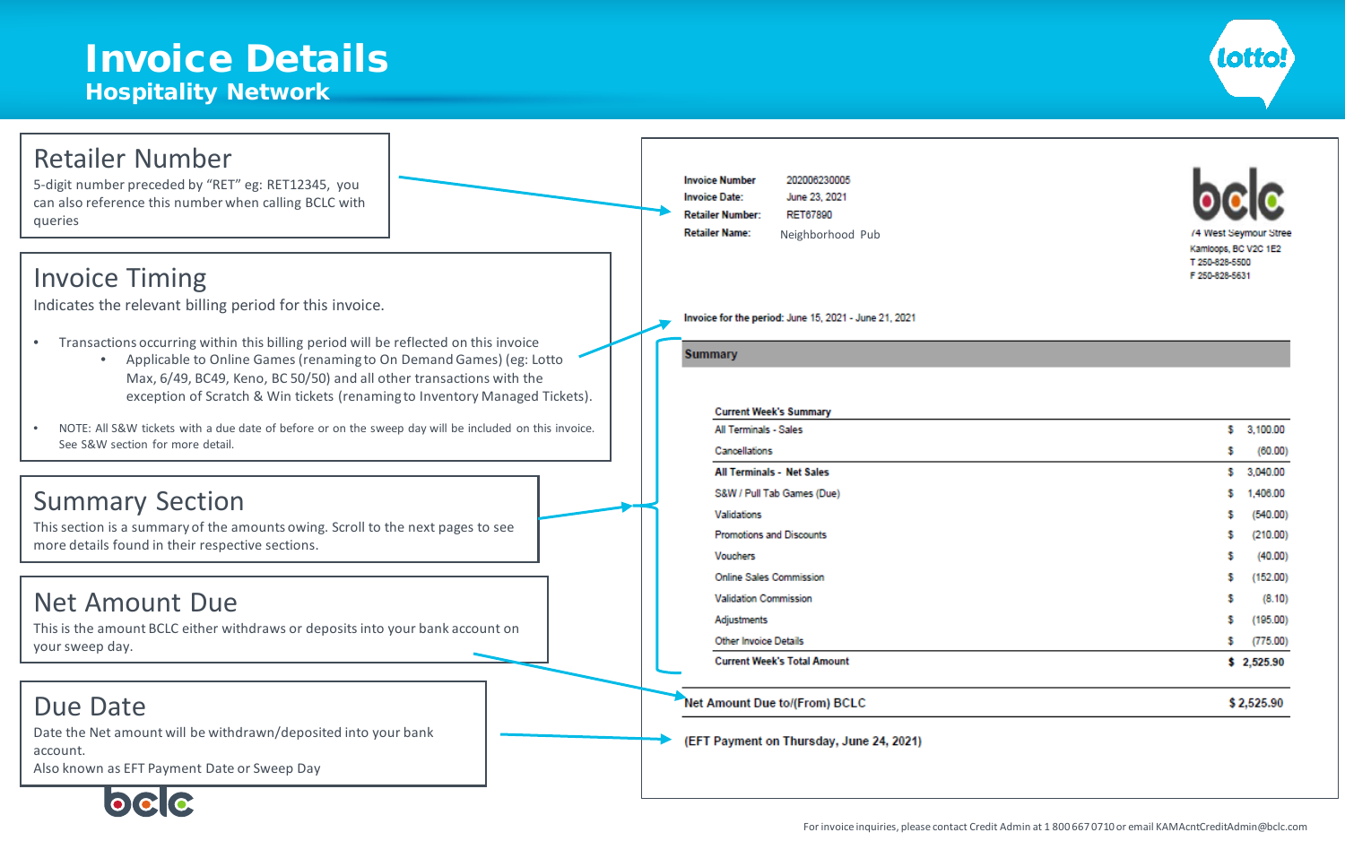# Invoice Details

## Hospitality Network

### Retailer Number

5-digit number preceded by "RET" eg: RET12345, you can also reference this number when calling BCLC with queries

### Invoice Timing

Indicates the relevant billing period for this invoice.

- Transactions occurring within this billing period will be reflected on this invoice
  - Applicable to Online Games (renaming to On Demand Games) (eg: Lotto Max, 6/49, BC49, Keno, BC 50/50) and all other transactions with the exception of Scratch & Win tickets (renaming to Inventory Managed Tickets).
- NOTE: All S&W tickets with a due date of before or on the sweep day will be included on this invoice. See S&W section for more detail.

### Summary Section

This section is a summary of the amounts owing. Scroll to the next pages to see more details found in their respective sections.

### Net Amount Due

This is the amount BCLC either withdraws or deposits into your bank account on your sweep day.

### Due Date

Date the Net amount will be withdrawn/deposited into your bank account.
Also known as EFT Payment Date or Sweep Day

---

**Invoice Number** 202006230005
**Invoice Date:** June 23, 2021
**Retailer Number:** RET67890
**Retailer Name:** Neighborhood Pub

bclc
74 West Seymour Stree
Kamloops, BC V2C 1E2
T 250-828-5500
F 250-828-5631

**Invoice for the period:** June 15, 2021 - June 21, 2021

**Summary**

| Current Week's Summary | |
|---|---|
| All Terminals - Sales | $ 3,100.00 |
| Cancellations | $ (60.00) |
| **All Terminals - Net Sales** | $ 3,040.00 |
| S&W / Pull Tab Games (Due) | $ 1,406.00 |
| Validations | $ (540.00) |
| Promotions and Discounts | $ (210.00) |
| Vouchers | $ (40.00) |
| Online Sales Commission | $ (152.00) |
| Validation Commission | $ (8.10) |
| Adjustments | $ (195.00) |
| Other Invoice Details | $ (775.00) |
| **Current Week's Total Amount** | **$ 2,525.90** |

**Net Amount Due to/(From) BCLC** **$ 2,525.90**

**(EFT Payment on Thursday, June 24, 2021)**

For invoice inquiries, please contact Credit Admin at 1 800 667 0710 or email KAMAcntCreditAdmin@bclc.com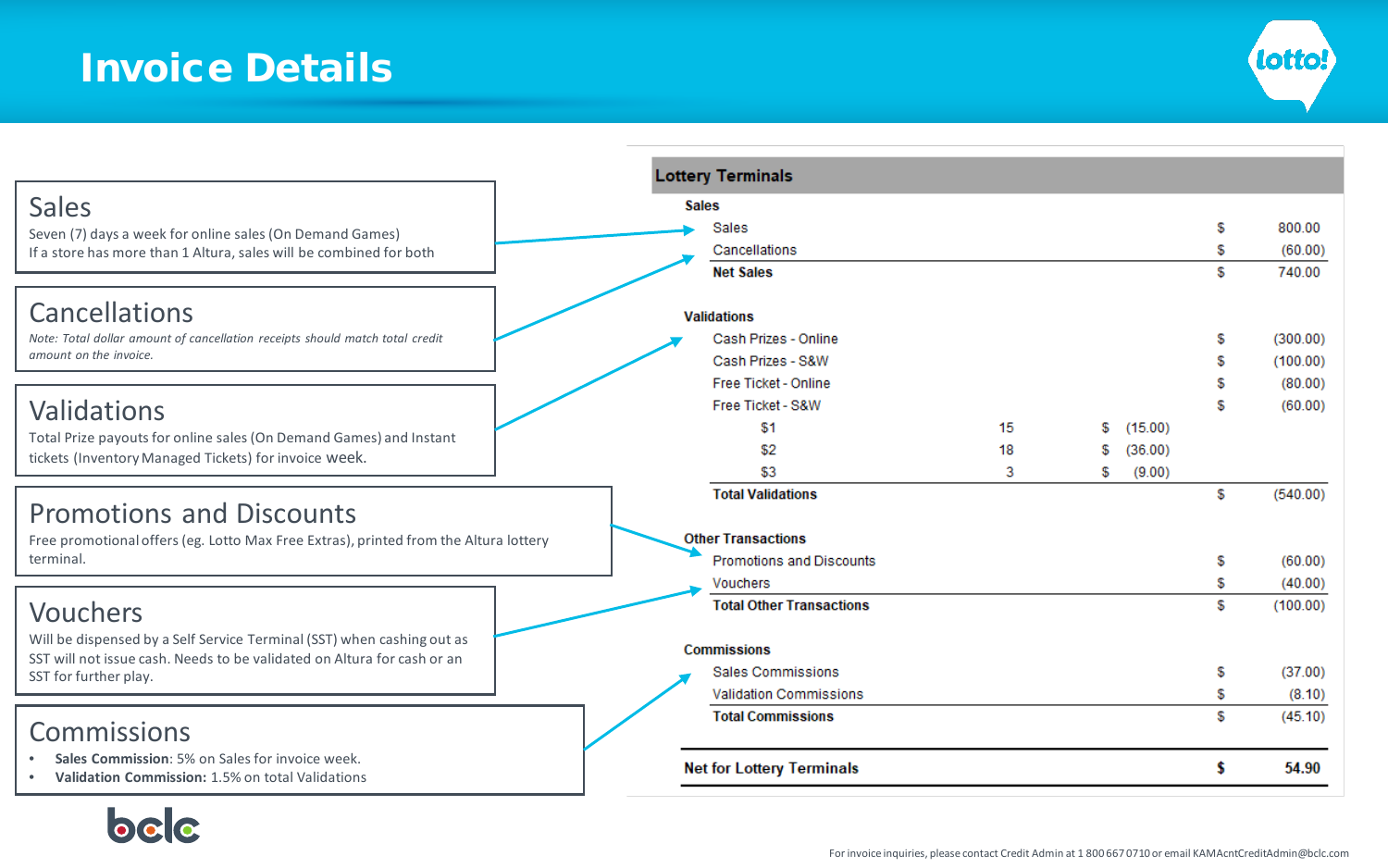# Invoice Details

## Sales

Seven (7) days a week for online sales (On Demand Games)
If a store has more than 1 Altura, sales will be combined for both

## Cancellations

*Note: Total dollar amount of cancellation receipts should match total credit amount on the invoice.*

## Validations

Total Prize payouts for online sales (On Demand Games) and Instant tickets (Inventory Managed Tickets) for invoice week.

## Promotions and Discounts

Free promotional offers (eg. Lotto Max Free Extras), printed from the Altura lottery terminal.

## Vouchers

Will be dispensed by a Self Service Terminal (SST) when cashing out as SST will not issue cash. Needs to be validated on Altura for cash or an SST for further play.

## Commissions

- **Sales Commission**: 5% on Sales for invoice week.
- **Validation Commission:** 1.5% on total Validations

| **Lottery Terminals** | | | | |
|---|---|---|---|---|
| **Sales** | | | | |
| Sales | | | $ | 800.00 |
| Cancellations | | | $ | (60.00) |
| **Net Sales** | | | $ | 740.00 |
| **Validations** | | | | |
| Cash Prizes - Online | | | $ | (300.00) |
| Cash Prizes - S&W | | | $ | (100.00) |
| Free Ticket - Online | | | $ | (80.00) |
| Free Ticket - S&W | | | $ | (60.00) |
| $1 | 15 | $ (15.00) | | |
| $2 | 18 | $ (36.00) | | |
| $3 | 3 | $ (9.00) | | |
| **Total Validations** | | | $ | (540.00) |
| **Other Transactions** | | | | |
| Promotions and Discounts | | | $ | (60.00) |
| Vouchers | | | $ | (40.00) |
| **Total Other Transactions** | | | $ | (100.00) |
| **Commissions** | | | | |
| Sales Commissions | | | $ | (37.00) |
| Validation Commissions | | | $ | (8.10) |
| **Total Commissions** | | | $ | (45.10) |
| **Net for Lottery Terminals** | | | **$** | **54.90** |

For invoice inquiries, please contact Credit Admin at 1 800 667 0710 or email KAMAcntCreditAdmin@bclc.com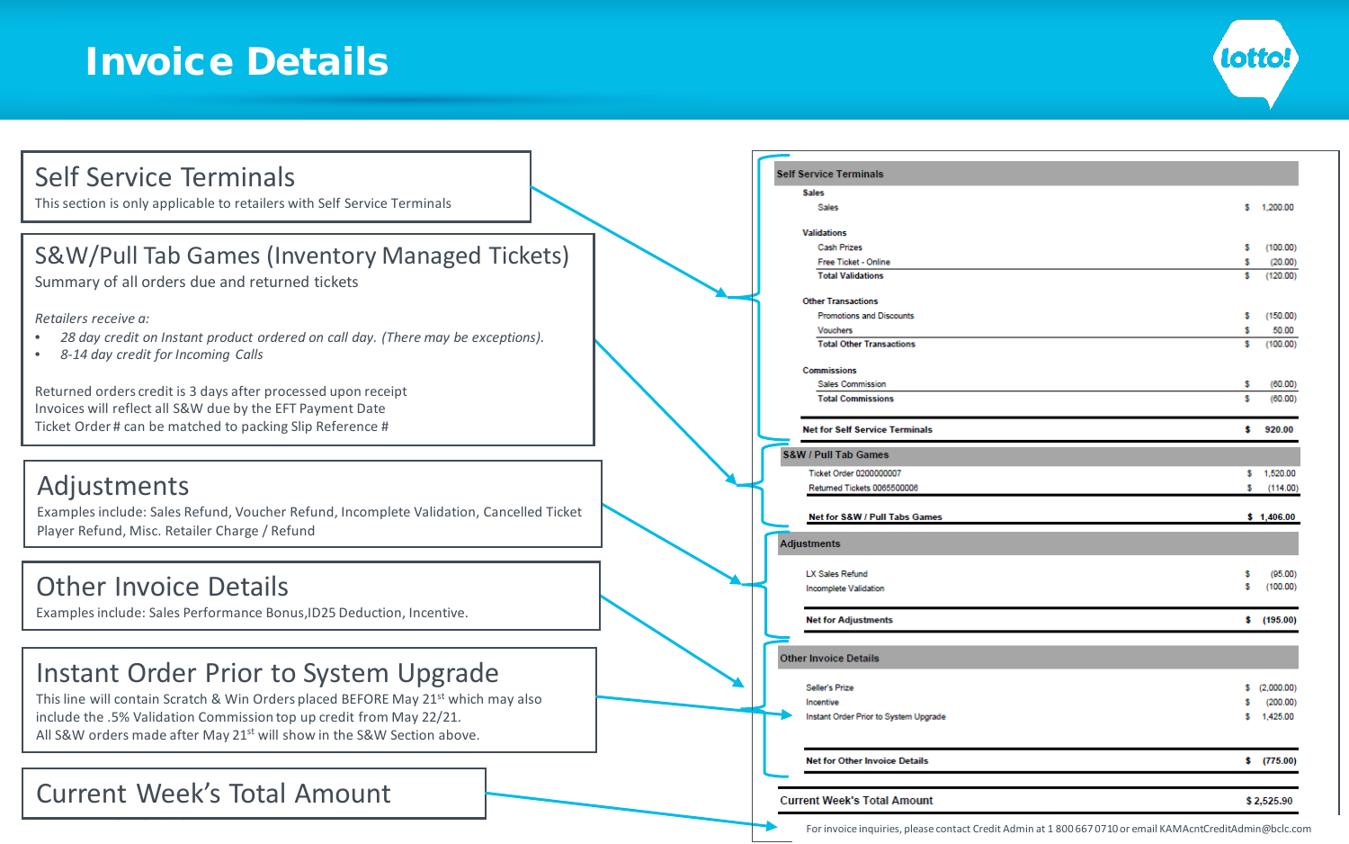# Invoice Details

## Self Service Terminals

This section is only applicable to retailers with Self Service Terminals

## S&W/Pull Tab Games (Inventory Managed Tickets)

Summary of all orders due and returned tickets

*Retailers receive a:*

- *28 day credit on Instant product ordered on call day. (There may be exceptions).*
- *8-14 day credit for Incoming Calls*

Returned orders credit is 3 days after processed upon receipt
Invoices will reflect all S&W due by the EFT Payment Date
Ticket Order # can be matched to packing Slip Reference #

## Adjustments

Examples include: Sales Refund, Voucher Refund, Incomplete Validation, Cancelled Ticket Player Refund, Misc. Retailer Charge / Refund

## Other Invoice Details

Examples include: Sales Performance Bonus,ID25 Deduction, Incentive.

## Instant Order Prior to System Upgrade

This line will contain Scratch & Win Orders placed BEFORE May 21st which may also include the .5% Validation Commission top up credit from May 22/21.
All S&W orders made after May 21st will show in the S&W Section above.

## Current Week's Total Amount

| | | |
|---|---|---|
| **Self Service Terminals** | | |
| **Sales** | | |
| Sales | $ | 1,200.00 |
| **Validations** | | |
| Cash Prizes | $ | (100.00) |
| Free Ticket - Online | $ | (20.00) |
| Total Validations | $ | (120.00) |
| **Other Transactions** | | |
| Promotions and Discounts | $ | (150.00) |
| Vouchers | $ | 50.00 |
| Total Other Transactions | $ | (100.00) |
| **Commissions** | | |
| Sales Commission | $ | (60.00) |
| Total Commissions | $ | (60.00) |
| **Net for Self Service Terminals** | $ | 920.00 |
| **S&W / Pull Tab Games** | | |
| Ticket Order 0200000007 | $ | 1,520.00 |
| Returned Tickets 0065500006 | $ | (114.00) |
| **Net for S&W / Pull Tabs Games** | $ | 1,406.00 |
| **Adjustments** | | |
| LX Sales Refund | $ | (95.00) |
| Incomplete Validation | $ | (100.00) |
| **Net for Adjustments** | $ | (195.00) |
| **Other Invoice Details** | | |
| Seller's Prize | $ | (2,000.00) |
| Incentive | $ | (200.00) |
| Instant Order Prior to System Upgrade | $ | 1,425.00 |
| **Net for Other Invoice Details** | $ | (775.00) |
| **Current Week's Total Amount** | $ | 2,525.90 |

For invoice inquiries, please contact Credit Admin at 1 800 667 0710 or email KAMAcntCreditAdmin@bclc.com